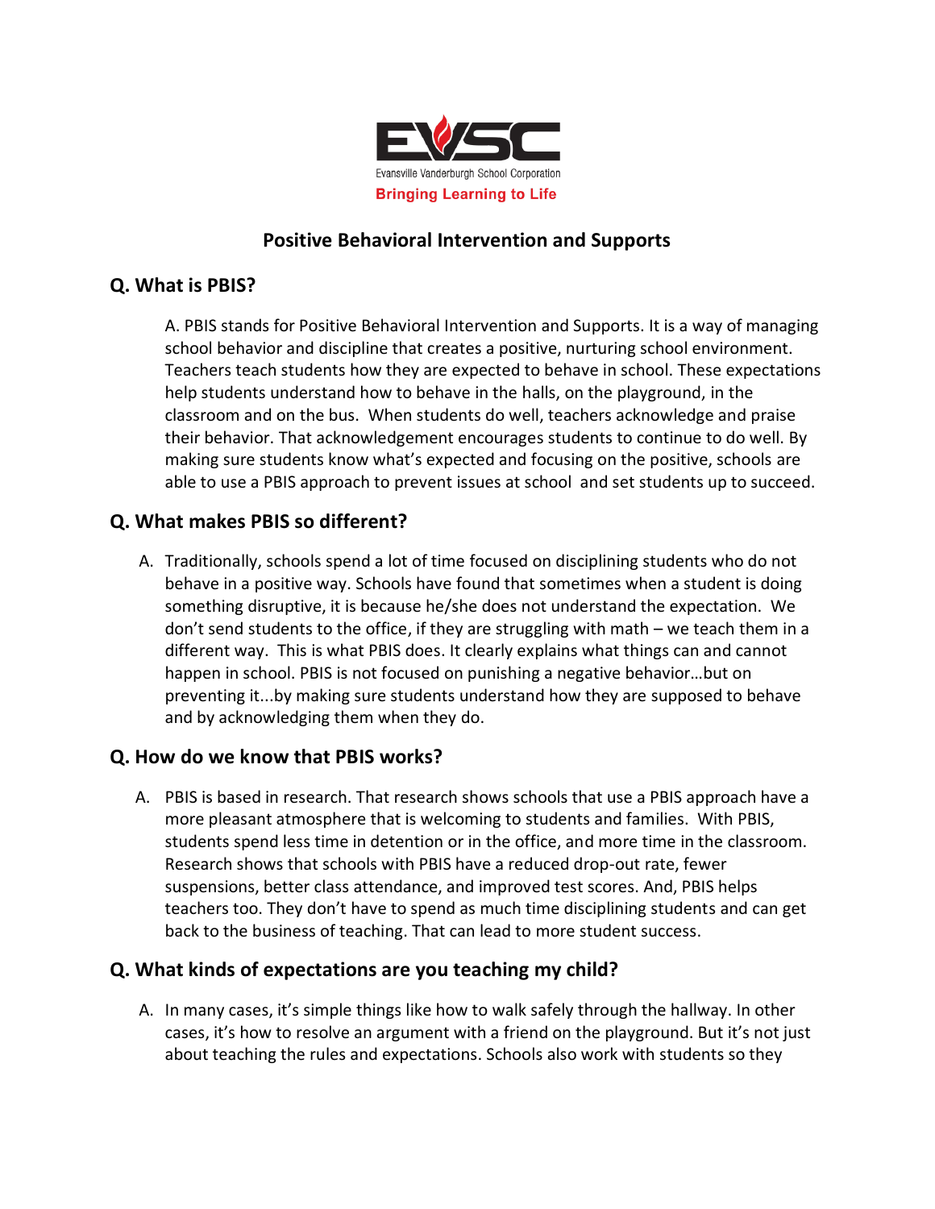EVSC

Evansville Vanderburgh School Corporation

Bringing Learning to Life

# Positive Behavioral Intervention and Supports

## Q. What is PBIS?

A. PBIS stands for Positive Behavioral Intervention and Supports. It is a way of managing school behavior and discipline that creates a positive, nurturing school environment. Teachers teach students how they are expected to behave in school. These expectations help students understand how to behave in the halls, on the playground, in the classroom and on the bus. When students do well, teachers acknowledge and praise their behavior. That acknowledgement encourages students to continue to do well. By making sure students know what's expected and focusing on the positive, schools are able to use a PBIS approach to prevent issues at school and set students up to succeed.

## Q. What makes PBIS so different?

A. Traditionally, schools spend a lot of time focused on disciplining students who do not behave in a positive way. Schools have found that sometimes when a student is doing something disruptive, it is because he/she does not understand the expectation. We don't send students to the office, if they are struggling with math – we teach them in a different way. This is what PBIS does. It clearly explains what things can and cannot happen in school. PBIS is not focused on punishing a negative behavior…but on preventing it...by making sure students understand how they are supposed to behave and by acknowledging them when they do.

## Q. How do we know that PBIS works?

A. PBIS is based in research. That research shows schools that use a PBIS approach have a more pleasant atmosphere that is welcoming to students and families. With PBIS, students spend less time in detention or in the office, and more time in the classroom. Research shows that schools with PBIS have a reduced drop-out rate, fewer suspensions, better class attendance, and improved test scores. And, PBIS helps teachers too. They don't have to spend as much time disciplining students and can get back to the business of teaching. That can lead to more student success.

## Q. What kinds of expectations are you teaching my child?

A. In many cases, it's simple things like how to walk safely through the hallway. In other cases, it's how to resolve an argument with a friend on the playground. But it's not just about teaching the rules and expectations. Schools also work with students so they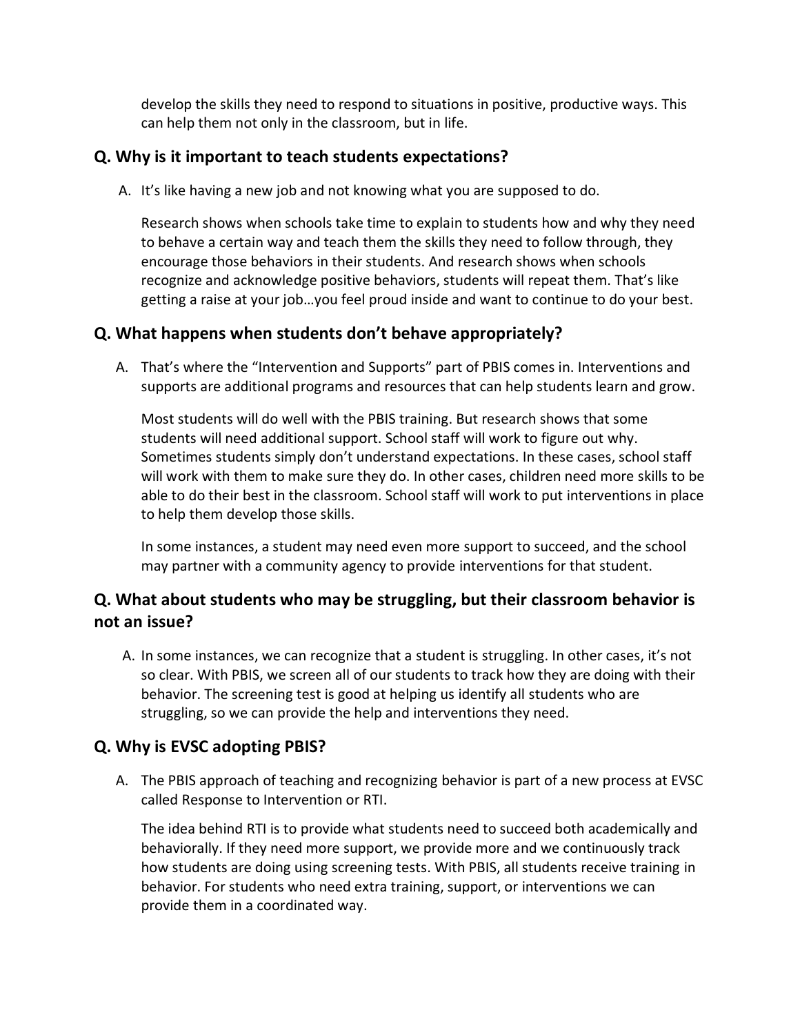develop the skills they need to respond to situations in positive, productive ways. This can help them not only in the classroom, but in life.

## Q. Why is it important to teach students expectations?

A. It's like having a new job and not knowing what you are supposed to do.

Research shows when schools take time to explain to students how and why they need to behave a certain way and teach them the skills they need to follow through, they encourage those behaviors in their students. And research shows when schools recognize and acknowledge positive behaviors, students will repeat them. That's like getting a raise at your job…you feel proud inside and want to continue to do your best.

## Q. What happens when students don't behave appropriately?

A. That's where the "Intervention and Supports" part of PBIS comes in. Interventions and supports are additional programs and resources that can help students learn and grow.

Most students will do well with the PBIS training. But research shows that some students will need additional support. School staff will work to figure out why. Sometimes students simply don't understand expectations. In these cases, school staff will work with them to make sure they do. In other cases, children need more skills to be able to do their best in the classroom. School staff will work to put interventions in place to help them develop those skills.

In some instances, a student may need even more support to succeed, and the school may partner with a community agency to provide interventions for that student.

## Q. What about students who may be struggling, but their classroom behavior is not an issue?

A. In some instances, we can recognize that a student is struggling. In other cases, it's not so clear. With PBIS, we screen all of our students to track how they are doing with their behavior. The screening test is good at helping us identify all students who are struggling, so we can provide the help and interventions they need.

## Q. Why is EVSC adopting PBIS?

A. The PBIS approach of teaching and recognizing behavior is part of a new process at EVSC called Response to Intervention or RTI.

The idea behind RTI is to provide what students need to succeed both academically and behaviorally. If they need more support, we provide more and we continuously track how students are doing using screening tests. With PBIS, all students receive training in behavior. For students who need extra training, support, or interventions we can provide them in a coordinated way.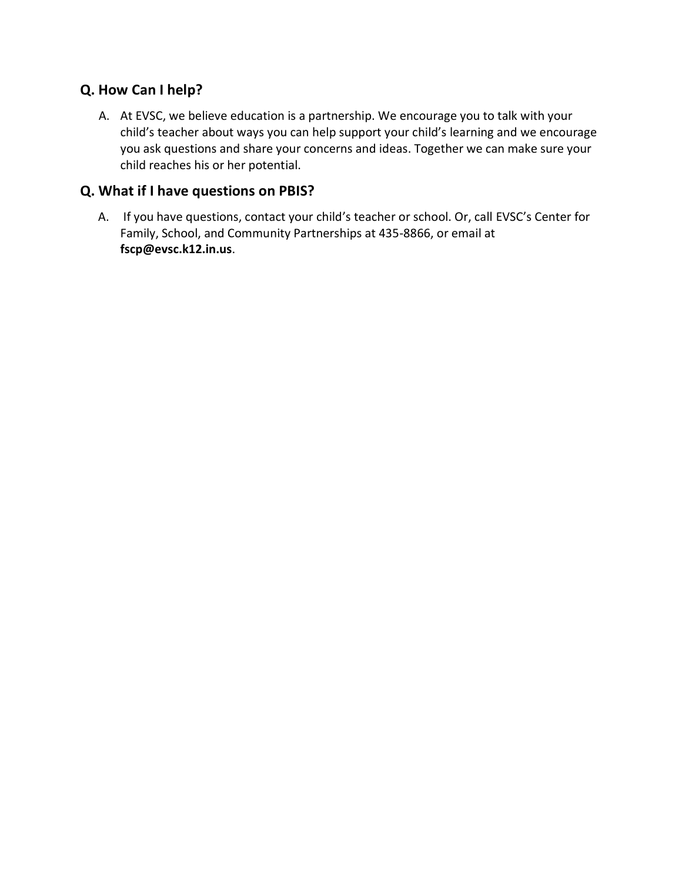### Q. How Can I help?

A. At EVSC, we believe education is a partnership. We encourage you to talk with your child's teacher about ways you can help support your child's learning and we encourage you ask questions and share your concerns and ideas. Together we can make sure your child reaches his or her potential.

### Q. What if I have questions on PBIS?

A. If you have questions, contact your child's teacher or school. Or, call EVSC's Center for Family, School, and Community Partnerships at 435-8866, or email at **fscp@evsc.k12.in.us**.